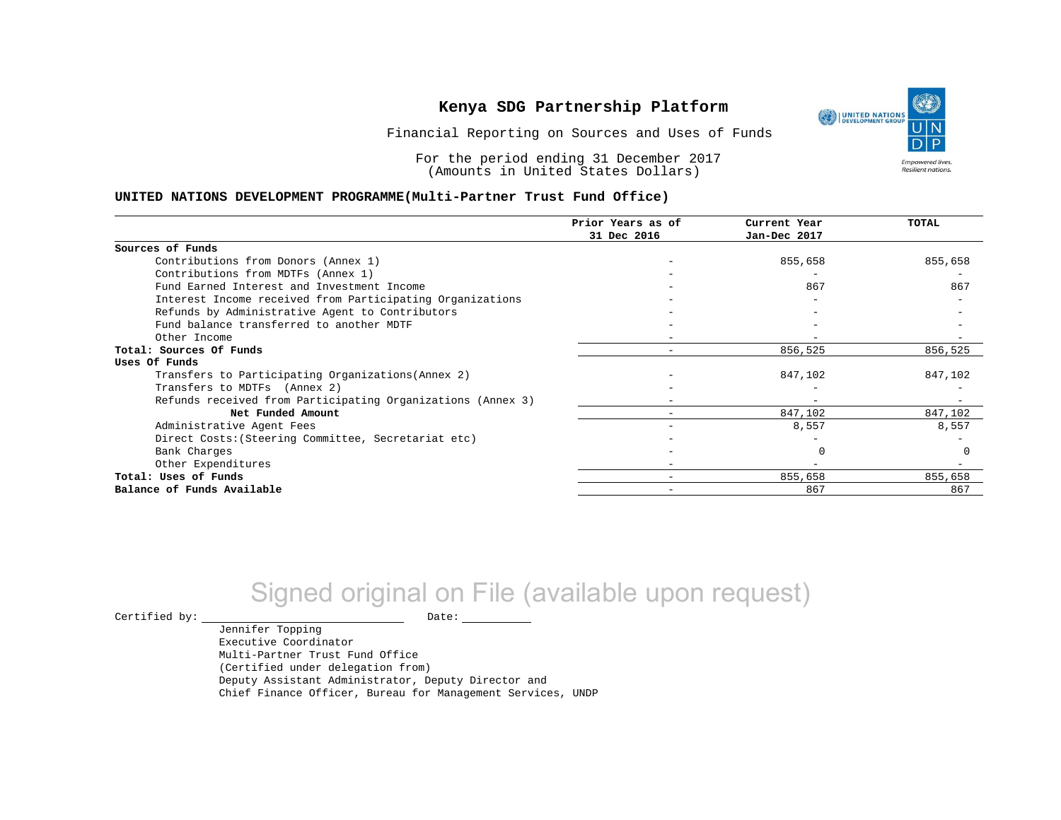# Kenya SDG Partnership Platform

Financial Reporting on Sources and Uses of Funds

For the period ending 31 December 2017
(Amounts in United States Dollars)

**UNITED NATIONS DEVELOPMENT PROGRAMME(Multi-Partner Trust Fund Office)**

| | Prior Years as of 31 Dec 2016 | Current Year Jan-Dec 2017 | TOTAL |
|---|---|---|---|
| **Sources of Funds** | | | |
| Contributions from Donors (Annex 1) | - | 855,658 | 855,658 |
| Contributions from MDTFs (Annex 1) | - | - | - |
| Fund Earned Interest and Investment Income | - | 867 | 867 |
| Interest Income received from Participating Organizations | - | - | - |
| Refunds by Administrative Agent to Contributors | - | - | - |
| Fund balance transferred to another MDTF | - | - | - |
| Other Income | - | - | - |
| **Total: Sources Of Funds** | - | 856,525 | 856,525 |
| **Uses Of Funds** | | | |
| Transfers to Participating Organizations(Annex 2) | - | 847,102 | 847,102 |
| Transfers to MDTFs (Annex 2) | - | - | - |
| Refunds received from Participating Organizations (Annex 3) | - | - | - |
| **Net Funded Amount** | - | 847,102 | 847,102 |
| Administrative Agent Fees | - | 8,557 | 8,557 |
| Direct Costs:(Steering Committee, Secretariat etc) | - | - | - |
| Bank Charges | - | 0 | 0 |
| Other Expenditures | - | - | - |
| **Total: Uses of Funds** | - | 855,658 | 855,658 |
| **Balance of Funds Available** | - | 867 | 867 |

Signed original on File (available upon request)

Certified by: ____________________ Date: __________

Jennifer Topping
Executive Coordinator
Multi-Partner Trust Fund Office
(Certified under delegation from)
Deputy Assistant Administrator, Deputy Director and
Chief Finance Officer, Bureau for Management Services, UNDP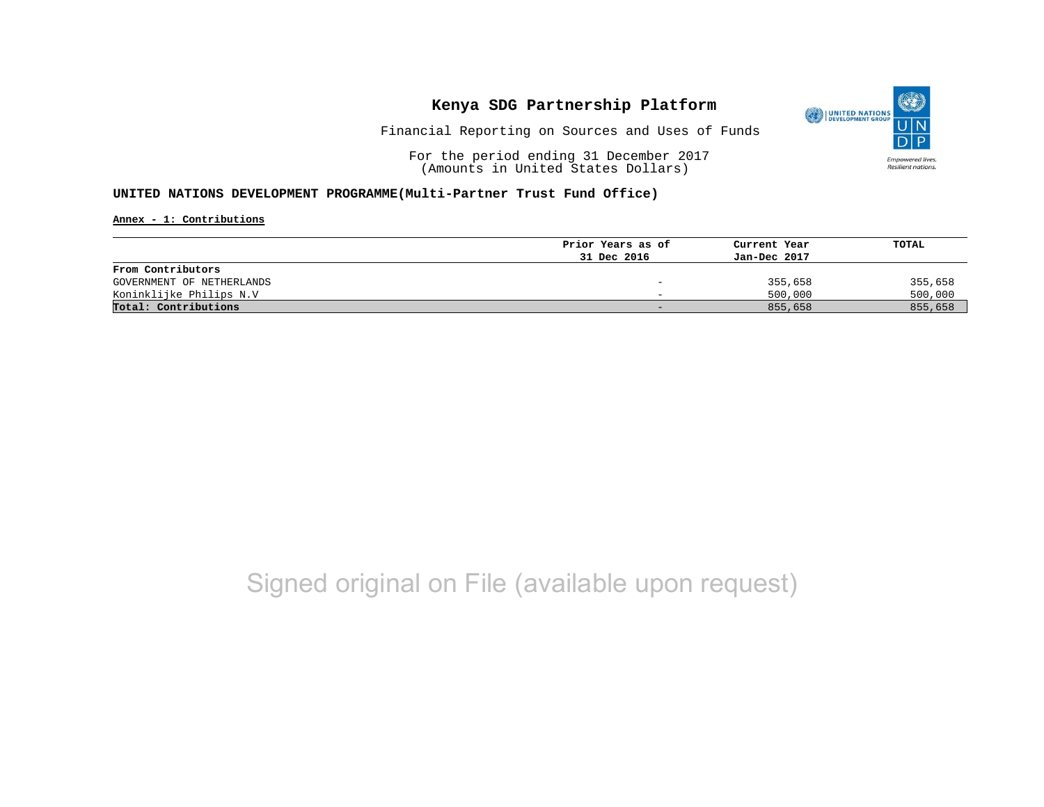# Kenya SDG Partnership Platform

Financial Reporting on Sources and Uses of Funds

For the period ending 31 December 2017
(Amounts in United States Dollars)

**UNITED NATIONS DEVELOPMENT PROGRAMME(Multi-Partner Trust Fund Office)**

**Annex - 1: Contributions**

| | Prior Years as of 31 Dec 2016 | Current Year Jan-Dec 2017 | TOTAL |
|---|---|---|---|
| **From Contributors** | | | |
| GOVERNMENT OF NETHERLANDS | - | 355,658 | 355,658 |
| Koninklijke Philips N.V | - | 500,000 | 500,000 |
| **Total: Contributions** | - | 855,658 | 855,658 |

Signed original on File (available upon request)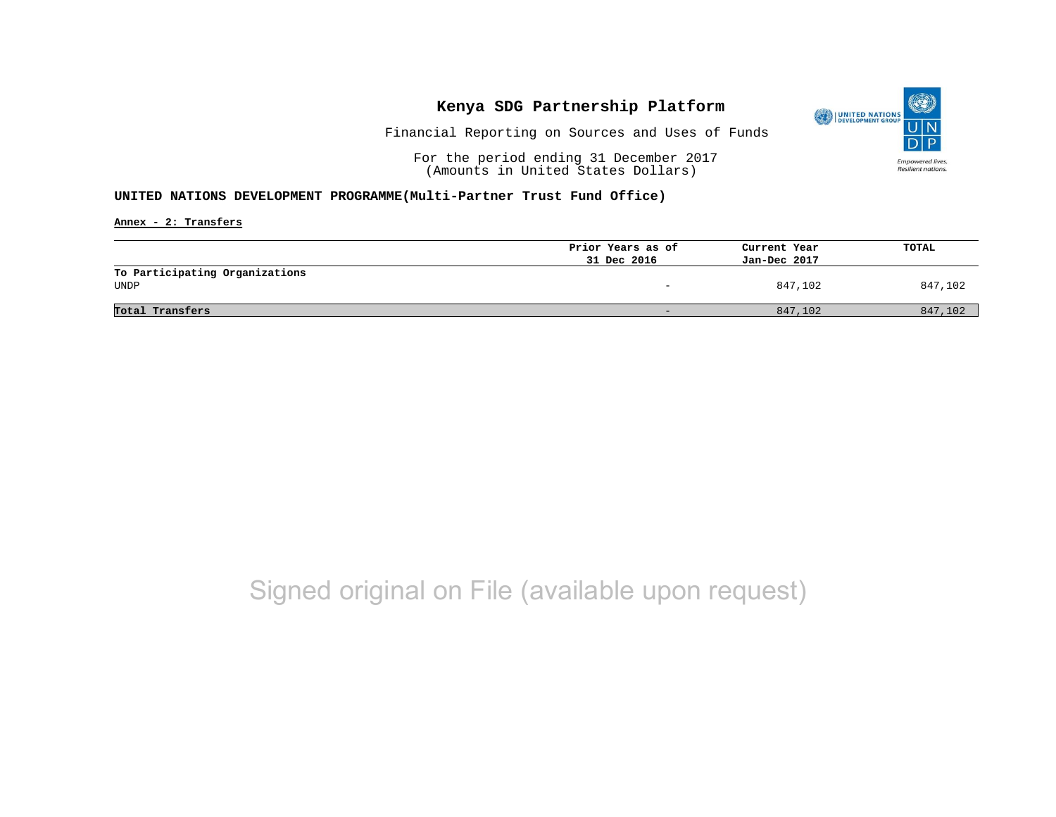# Kenya SDG Partnership Platform

Financial Reporting on Sources and Uses of Funds

For the period ending 31 December 2017
(Amounts in United States Dollars)

**UNITED NATIONS DEVELOPMENT PROGRAMME(Multi-Partner Trust Fund Office)**

**Annex - 2: Transfers**

| | Prior Years as of 31 Dec 2016 | Current Year Jan-Dec 2017 | TOTAL |
|---|---|---|---|
| **To Participating Organizations** | | | |
| UNDP | - | 847,102 | 847,102 |
| **Total Transfers** | - | 847,102 | 847,102 |

Signed original on File (available upon request)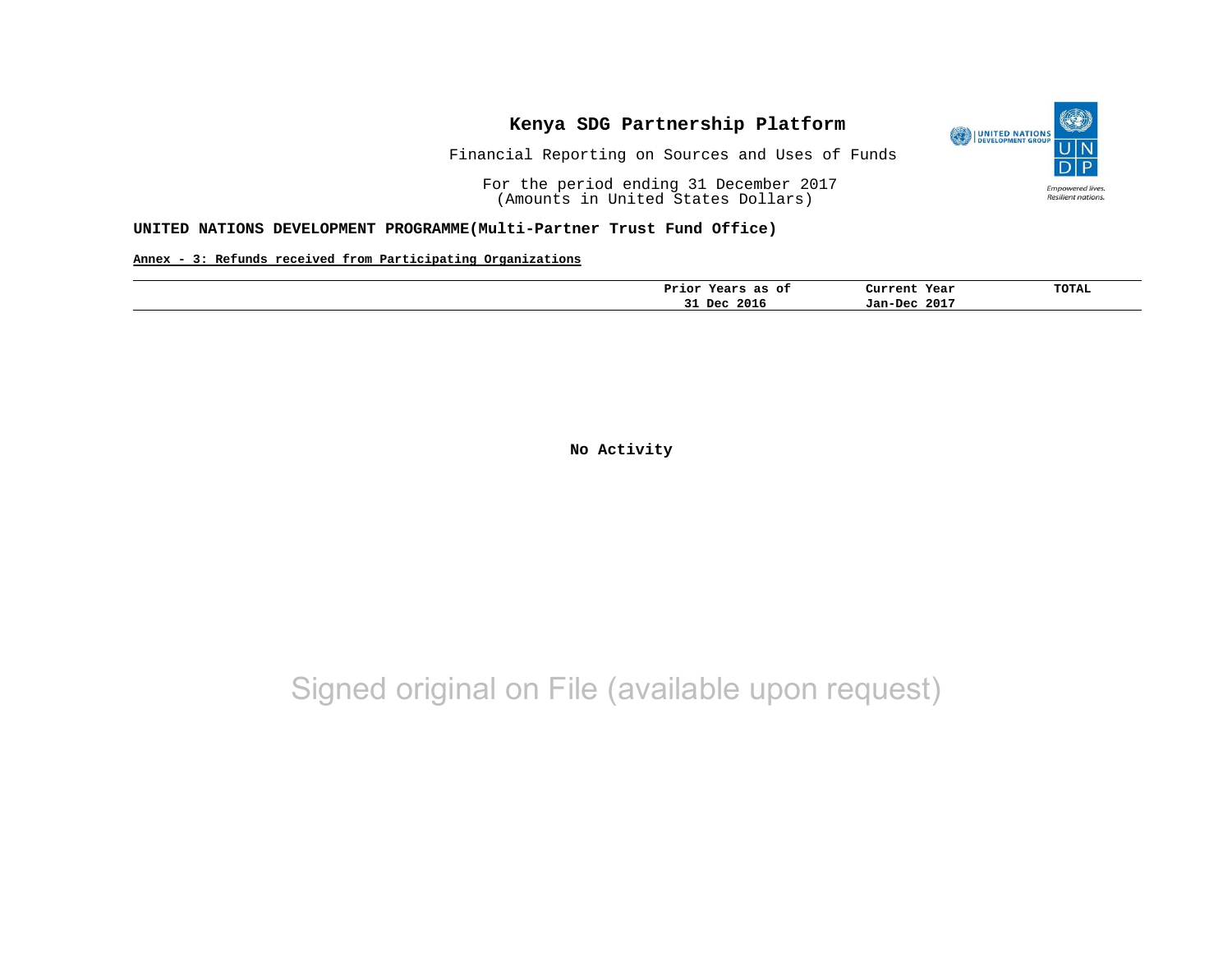# Kenya SDG Partnership Platform

Financial Reporting on Sources and Uses of Funds

For the period ending 31 December 2017
(Amounts in United States Dollars)

**UNITED NATIONS DEVELOPMENT PROGRAMME(Multi-Partner Trust Fund Office)**

**Annex - 3: Refunds received from Participating Organizations**

| | Prior Years as of 31 Dec 2016 | Current Year Jan-Dec 2017 | TOTAL |
|---|---|---|---|

**No Activity**

Signed original on File (available upon request)